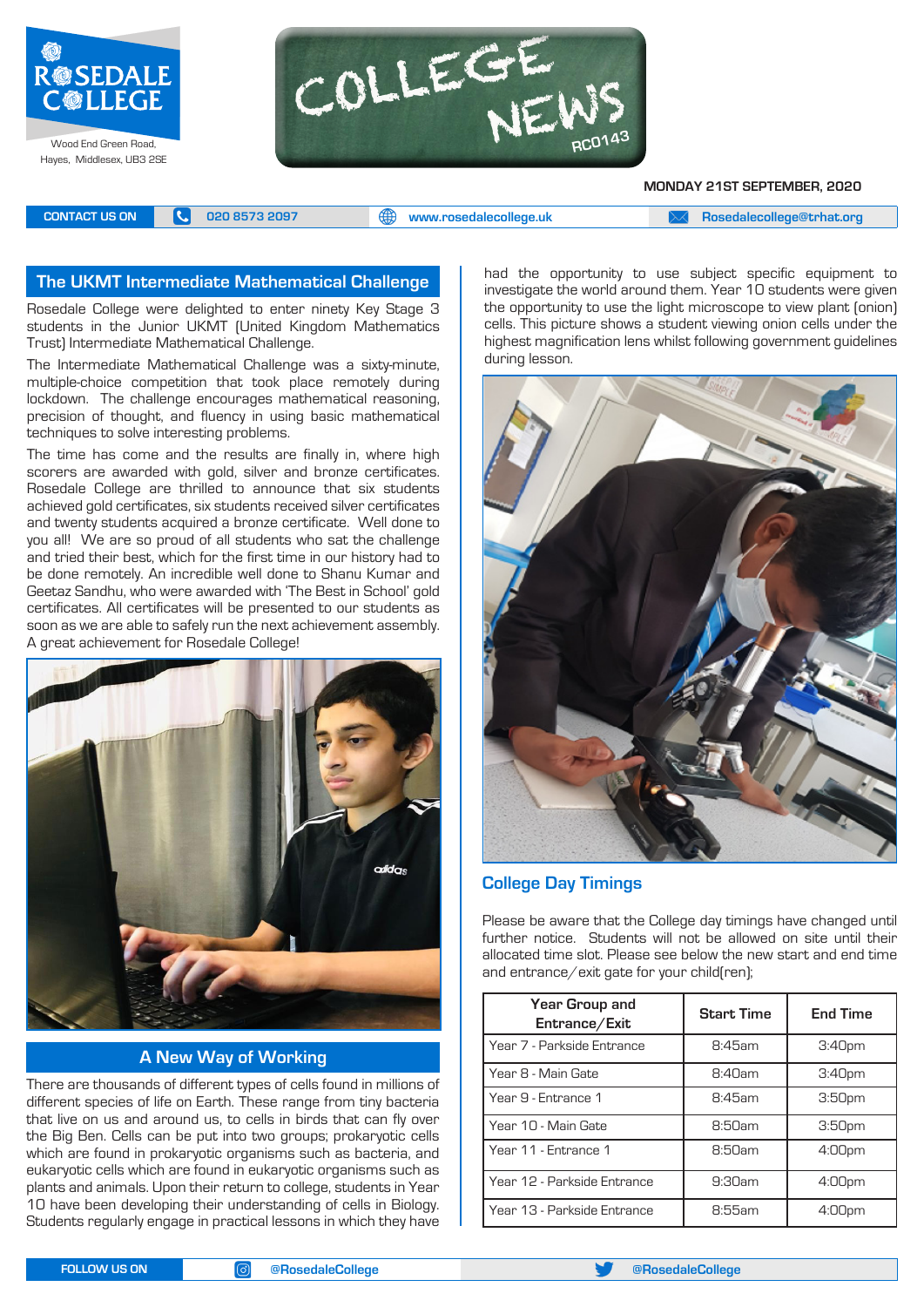Rosedale College

Wood End Green Road, Hayes, Middlesex, UB3 2SE

# COLLEGE NEWS RC0143

MONDAY 21ST SEPTEMBER, 2020

CONTACT US ON | 020 8573 2097 | www.rosedalecollege.uk | Rosedalecollege@trhat.org

## The UKMT Intermediate Mathematical Challenge

Rosedale College were delighted to enter ninety Key Stage 3 students in the Junior UKMT (United Kingdom Mathematics Trust) Intermediate Mathematical Challenge.

The Intermediate Mathematical Challenge was a sixty-minute, multiple-choice competition that took place remotely during lockdown. The challenge encourages mathematical reasoning, precision of thought, and fluency in using basic mathematical techniques to solve interesting problems.

The time has come and the results are finally in, where high scorers are awarded with gold, silver and bronze certificates. Rosedale College are thrilled to announce that six students achieved gold certificates, six students received silver certificates and twenty students acquired a bronze certificate. Well done to you all! We are so proud of all students who sat the challenge and tried their best, which for the first time in our history had to be done remotely. An incredible well done to Shanu Kumar and Geetaz Sandhu, who were awarded with 'The Best in School' gold certificates. All certificates will be presented to our students as soon as we are able to safely run the next achievement assembly. A great achievement for Rosedale College!

## A New Way of Working

There are thousands of different types of cells found in millions of different species of life on Earth. These range from tiny bacteria that live on us and around us, to cells in birds that can fly over the Big Ben. Cells can be put into two groups; prokaryotic cells which are found in prokaryotic organisms such as bacteria, and eukaryotic cells which are found in eukaryotic organisms such as plants and animals. Upon their return to college, students in Year 10 have been developing their understanding of cells in Biology. Students regularly engage in practical lessons in which they have had the opportunity to use subject specific equipment to investigate the world around them. Year 10 students were given the opportunity to use the light microscope to view plant (onion) cells. This picture shows a student viewing onion cells under the highest magnification lens whilst following government guidelines during lesson.

## College Day Timings

Please be aware that the College day timings have changed until further notice. Students will not be allowed on site until their allocated time slot. Please see below the new start and end time and entrance/exit gate for your child(ren);

| Year Group and Entrance/Exit | Start Time | End Time |
| --- | --- | --- |
| Year 7 - Parkside Entrance | 8:45am | 3:40pm |
| Year 8 - Main Gate | 8:40am | 3:40pm |
| Year 9 - Entrance 1 | 8:45am | 3:50pm |
| Year 10 - Main Gate | 8:50am | 3:50pm |
| Year 11 - Entrance 1 | 8:50am | 4:00pm |
| Year 12 - Parkside Entrance | 9:30am | 4:00pm |
| Year 13 - Parkside Entrance | 8:55am | 4:00pm |

FOLLOW US ON | @RosedaleCollege | @RosedaleCollege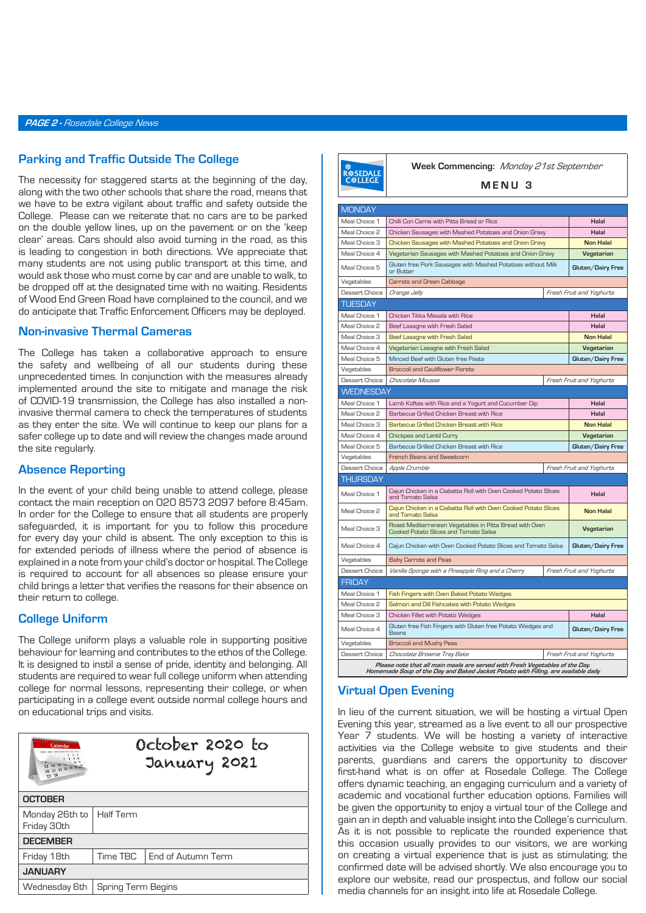## Parking and Traffic Outside The College

The necessity for staggered starts at the beginning of the day, along with the two other schools that share the road, means that we have to be extra vigilant about traffic and safety outside the College. Please can we reiterate that no cars are to be parked on the double yellow lines, up on the pavement or on the 'keep clear' areas. Cars should also avoid turning in the road, as this is leading to congestion in both directions. We appreciate that many students are not using public transport at this time, and would ask those who must come by car and are unable to walk, to be dropped off at the designated time with no waiting. Residents of Wood End Green Road have complained to the council, and we do anticipate that Traffic Enforcement Officers may be deployed.

## Non-invasive Thermal Cameras

The College has taken a collaborative approach to ensure the safety and wellbeing of all our students during these unprecedented times. In conjunction with the measures already implemented around the site to mitigate and manage the risk of COVID-19 transmission, the College has also installed a non-invasive thermal camera to check the temperatures of students as they enter the site. We will continue to keep our plans for a safer college up to date and will review the changes made around the site regularly.

## Absence Reporting

In the event of your child being unable to attend college, please contact the main reception on 020 8573 2097 before 8:45am. In order for the College to ensure that all students are properly safeguarded, it is important for you to follow this procedure for every day your child is absent. The only exception to this is for extended periods of illness where the period of absence is explained in a note from your child's doctor or hospital. The College is required to account for all absences so please ensure your child brings a letter that verifies the reasons for their absence on their return to college.

## College Uniform

The College uniform plays a valuable role in supporting positive behaviour for learning and contributes to the ethos of the College. It is designed to instil a sense of pride, identity and belonging. All students are required to wear full college uniform when attending college for normal lessons, representing their college, or when participating in a college event outside normal college hours and on educational trips and visits.

### October 2020 to January 2021

| | | |
|---|---|---|
| **OCTOBER** | | |
| Monday 26th to Friday 30th | Half Term | |
| **DECEMBER** | | |
| Friday 18th | Time TBC | End of Autumn Term |
| **JANUARY** | | |
| Wednesday 6th | Spring Term Begins | |

**Week Commencing:** *Monday 21st September*

**MENU 3**

| | | | |
|---|---|---|---|
| **MONDAY** | | | |
| Meal Choice 1 | Chilli Con Carne with Pitta Bread or Rice | | Halal |
| Meal Choice 2 | Chicken Sausages with Mashed Potatoes and Onion Gravy | | Halal |
| Meal Choice 3 | Chicken Sausages with Mashed Potatoes and Onion Gravy | | Non Halal |
| Meal Choice 4 | Vegetarian Sausages with Mashed Potatoes and Onion Gravy | | Vegetarian |
| Meal Choice 5 | Gluten free Pork Sausages with Mashed Potatoes without Milk or Butter | | Gluten/Dairy Free |
| Vegetables | Carrots and Green Cabbage | | |
| Dessert Choice | *Orange Jelly* | *Fresh Fruit and Yoghurts* | |
| **TUESDAY** | | | |
| Meal Choice 1 | Chicken Tikka Masala with Rice | | Halal |
| Meal Choice 2 | Beef Lasagne with Fresh Salad | | Halal |
| Meal Choice 3 | Beef Lasagne with Fresh Salad | | Non Halal |
| Meal Choice 4 | Vegetarian Lasagne with Fresh Salad | | Vegetarian |
| Meal Choice 5 | Minced Beef with Gluten free Pasta | | Gluten/Dairy Free |
| Vegetables | Broccoli and Cauliflower Florets | | |
| Dessert Choice | *Chocolate Mousse* | *Fresh Fruit and Yoghurts* | |
| **WEDNESDAY** | | | |
| Meal Choice 1 | Lamb Koftas with Rice and a Yogurt and Cucumber Dip | | Halal |
| Meal Choice 2 | Barbecue Grilled Chicken Breast with Rice | | Halal |
| Meal Choice 3 | Barbecue Grilled Chicken Breast with Rice | | Non Halal |
| Meal Choice 4 | Chickpea and Lentil Curry | | Vegetarian |
| Meal Choice 5 | Barbecue Grilled Chicken Breast with Rice | | Gluten/Dairy Free |
| Vegetables | French Beans and Sweetcorn | | |
| Dessert Choice | *Apple Crumble* | *Fresh Fruit and Yoghurts* | |
| **THURSDAY** | | | |
| Meal Choice 1 | Cajun Chicken in a Ciabatta Roll with Oven Cooked Potato Slices and Tomato Salsa | | Halal |
| Meal Choice 2 | Cajun Chicken in a Ciabatta Roll with Oven Cooked Potato Slices and Tomato Salsa | | Non Halal |
| Meal Choice 3 | Roast Mediterranean Vegetables in Pitta Bread with Oven Cooked Potato Slices and Tomato Salsa | | Vegetarian |
| Meal Choice 4 | Cajun Chicken with Oven Cooked Potato Slices and Tomato Salsa | | Gluten/Dairy Free |
| Vegetables | Baby Carrots and Peas | | |
| Dessert Choice | *Vanilla Sponge with a Pineapple Ring and a Cherry* | *Fresh Fruit and Yoghurts* | |
| **FRIDAY** | | | |
| Meal Choice 1 | Fish Fingers with Oven Baked Potato Wedges | | |
| Meal Choice 2 | Salmon and Dill Fishcakes with Potato Wedges | | |
| Meal Choice 3 | Chicken Fillet with Potato Wedges | | Halal |
| Meal Choice 4 | Gluten free Fish Fingers with Gluten free Potato Wedges and Beans | | Gluten/Dairy Free |
| Vegetables | Broccoli and Mushy Peas | | |
| Dessert Choice | *Chocolate Brownie Tray Bake* | *Fresh Fruit and Yoghurts* | |

*Please note that all main meals are served with Fresh Vegetables of the Day. Homemade Soup of the Day and Baked Jacket Potato with Filling, are available daily*

## Virtual Open Evening

In lieu of the current situation, we will be hosting a virtual Open Evening this year, streamed as a live event to all our prospective Year 7 students. We will be hosting a variety of interactive activities via the College website to give students and their parents, guardians and carers the opportunity to discover first-hand what is on offer at Rosedale College. The College offers dynamic teaching, an engaging curriculum and a variety of academic and vocational further education options. Families will be given the opportunity to enjoy a virtual tour of the College and gain an in depth and valuable insight into the College's curriculum. As it is not possible to replicate the rounded experience that this occasion usually provides to our visitors, we are working on creating a virtual experience that is just as stimulating; the confirmed date will be advised shortly. We also encourage you to explore our website, read our prospectus, and follow our social media channels for an insight into life at Rosedale College.